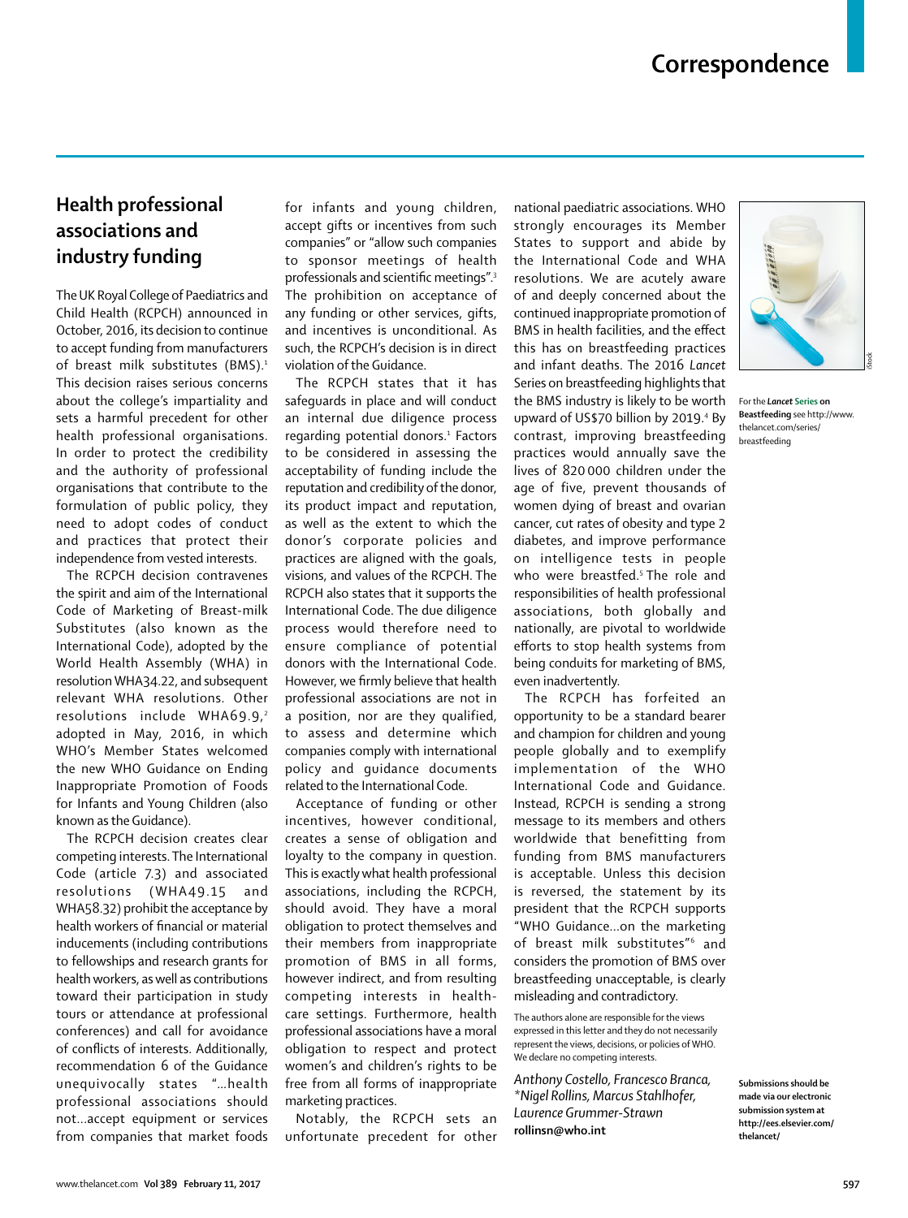# Correspondence

## Health professional associations and industry funding

The UK Royal College of Paediatrics and Child Health (RCPCH) announced in October, 2016, its decision to continue to accept funding from manufacturers of breast milk substitutes (BMS).[1] This decision raises serious concerns about the college's impartiality and sets a harmful precedent for other health professional organisations. In order to protect the credibility and the authority of professional organisations that contribute to the formulation of public policy, they need to adopt codes of conduct and practices that protect their independence from vested interests.

The RCPCH decision contravenes the spirit and aim of the International Code of Marketing of Breast-milk Substitutes (also known as the International Code), adopted by the World Health Assembly (WHA) in resolution WHA34.22, and subsequent relevant WHA resolutions. Other resolutions include WHA69.9,[2] adopted in May, 2016, in which WHO's Member States welcomed the new WHO Guidance on Ending Inappropriate Promotion of Foods for Infants and Young Children (also known as the Guidance).

The RCPCH decision creates clear competing interests. The International Code (article 7.3) and associated resolutions (WHA49.15 and WHA58.32) prohibit the acceptance by health workers of financial or material inducements (including contributions to fellowships and research grants for health workers, as well as contributions toward their participation in study tours or attendance at professional conferences) and call for avoidance of conflicts of interests. Additionally, recommendation 6 of the Guidance unequivocally states "...health professional associations should not...accept equipment or services from companies that market foods for infants and young children, accept gifts or incentives from such companies" or "allow such companies to sponsor meetings of health professionals and scientific meetings".[3] The prohibition on acceptance of any funding or other services, gifts, and incentives is unconditional. As such, the RCPCH's decision is in direct violation of the Guidance.

The RCPCH states that it has safeguards in place and will conduct an internal due diligence process regarding potential donors.[1] Factors to be considered in assessing the acceptability of funding include the reputation and credibility of the donor, its product impact and reputation, as well as the extent to which the donor's corporate policies and practices are aligned with the goals, visions, and values of the RCPCH. The RCPCH also states that it supports the International Code. The due diligence process would therefore need to ensure compliance of potential donors with the International Code. However, we firmly believe that health professional associations are not in a position, nor are they qualified, to assess and determine which companies comply with international policy and guidance documents related to the International Code.

Acceptance of funding or other incentives, however conditional, creates a sense of obligation and loyalty to the company in question. This is exactly what health professional associations, including the RCPCH, should avoid. They have a moral obligation to protect themselves and their members from inappropriate promotion of BMS in all forms, however indirect, and from resulting competing interests in health-care settings. Furthermore, health professional associations have a moral obligation to respect and protect women's and children's rights to be free from all forms of inappropriate marketing practices.

Notably, the RCPCH sets an unfortunate precedent for other national paediatric associations. WHO strongly encourages its Member States to support and abide by the International Code and WHA resolutions. We are acutely aware of and deeply concerned about the continued inappropriate promotion of BMS in health facilities, and the effect this has on breastfeeding practices and infant deaths. The 2016 *Lancet* Series on breastfeeding highlights that the BMS industry is likely to be worth upward of US$70 billion by 2019.[4] By contrast, improving breastfeeding practices would annually save the lives of 820 000 children under the age of five, prevent thousands of women dying of breast and ovarian cancer, cut rates of obesity and type 2 diabetes, and improve performance on intelligence tests in people who were breastfed.[5] The role and responsibilities of health professional associations, both globally and nationally, are pivotal to worldwide efforts to stop health systems from being conduits for marketing of BMS, even inadvertently.

The RCPCH has forfeited an opportunity to be a standard bearer and champion for children and young people globally and to exemplify implementation of the WHO International Code and Guidance. Instead, RCPCH is sending a strong message to its members and others worldwide that benefitting from funding from BMS manufacturers is acceptable. Unless this decision is reversed, the statement by its president that the RCPCH supports "WHO Guidance...on the marketing of breast milk substitutes"[6] and considers the promotion of BMS over breastfeeding unacceptable, is clearly misleading and contradictory.

For the ***Lancet* Series on Beastfeeding** see http://www.thelancet.com/series/breastfeeding

The authors alone are responsible for the views expressed in this letter and they do not necessarily represent the views, decisions, or policies of WHO. We declare no competing interests.

*Anthony Costello, Francesco Branca, \*Nigel Rollins, Marcus Stahlhofer, Laurence Grummer-Strawn*
**rollinsn@who.int**

**Submissions should be made via our electronic submission system at http://ees.elsevier.com/thelancet/**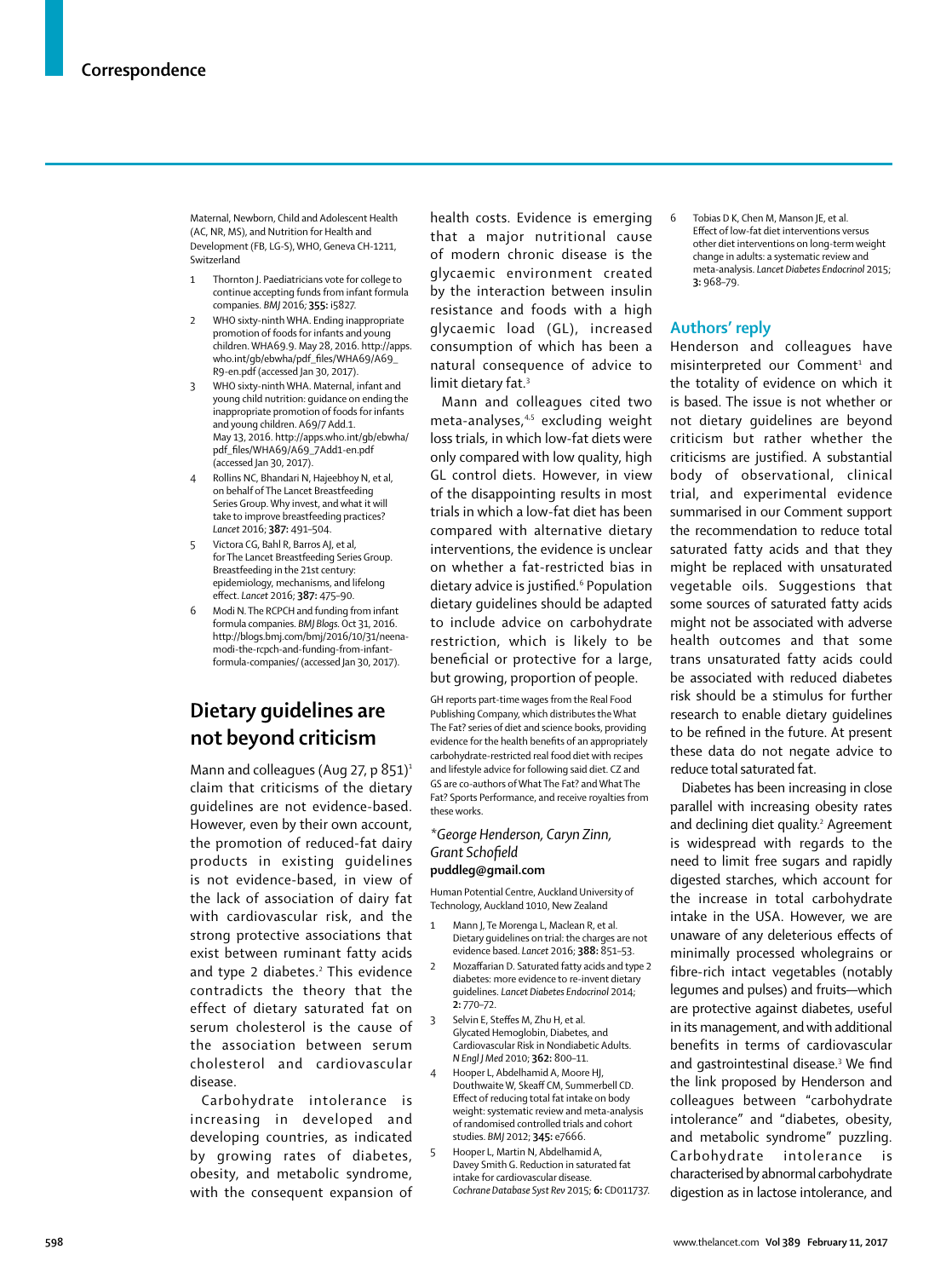Maternal, Newborn, Child and Adolescent Health (AC, NR, MS), and Nutrition for Health and Development (FB, LG-S), WHO, Geneva CH-1211, Switzerland

1. Thornton J. Paediatricians vote for college to continue accepting funds from infant formula companies. *BMJ* 2016; **355:** i5827.
2. WHO sixty-ninth WHA. Ending inappropriate promotion of foods for infants and young children. WHA69.9. May 28, 2016. http://apps.who.int/gb/ebwha/pdf_files/WHA69/A69_R9-en.pdf (accessed Jan 30, 2017).
3. WHO sixty-ninth WHA. Maternal, infant and young child nutrition: guidance on ending the inappropriate promotion of foods for infants and young children. A69/7 Add.1. May 13, 2016. http://apps.who.int/gb/ebwha/pdf_files/WHA69/A69_7Add1-en.pdf (accessed Jan 30, 2017).
4. Rollins NC, Bhandari N, Hajeebhoy N, et al, on behalf of The Lancet Breastfeeding Series Group. Why invest, and what it will take to improve breastfeeding practices? *Lancet* 2016; **387:** 491–504.
5. Victora CG, Bahl R, Barros AJ, et al, for The Lancet Breastfeeding Series Group. Breastfeeding in the 21st century: epidemiology, mechanisms, and lifelong effect. *Lancet* 2016; **387:** 475–90.
6. Modi N. The RCPCH and funding from infant formula companies. *BMJ Blogs.* Oct 31, 2016. http://blogs.bmj.com/bmj/2016/10/31/neena-modi-the-rcpch-and-funding-from-infant-formula-companies/ (accessed Jan 30, 2017).

## Dietary guidelines are not beyond criticism

Mann and colleagues (Aug 27, p 851)[1] claim that criticisms of the dietary guidelines are not evidence-based. However, even by their own account, the promotion of reduced-fat dairy products in existing guidelines is not evidence-based, in view of the lack of association of dairy fat with cardiovascular risk, and the strong protective associations that exist between ruminant fatty acids and type 2 diabetes.[2] This evidence contradicts the theory that the effect of dietary saturated fat on serum cholesterol is the cause of the association between serum cholesterol and cardiovascular disease.

Carbohydrate intolerance is increasing in developed and developing countries, as indicated by growing rates of diabetes, obesity, and metabolic syndrome, with the consequent expansion of health costs. Evidence is emerging that a major nutritional cause of modern chronic disease is the glycaemic environment created by the interaction between insulin resistance and foods with a high glycaemic load (GL), increased consumption of which has been a natural consequence of advice to limit dietary fat.[3]

Mann and colleagues cited two meta-analyses,[4,5] excluding weight loss trials, in which low-fat diets were only compared with low quality, high GL control diets. However, in view of the disappointing results in most trials in which a low-fat diet has been compared with alternative dietary interventions, the evidence is unclear on whether a fat-restricted bias in dietary advice is justified.[6] Population dietary guidelines should be adapted to include advice on carbohydrate restriction, which is likely to be beneficial or protective for a large, but growing, proportion of people.

GH reports part-time wages from the Real Food Publishing Company, which distributes the What The Fat? series of diet and science books, providing evidence for the health benefits of an appropriately carbohydrate-restricted real food diet with recipes and lifestyle advice for following said diet. CZ and GS are co-authors of What The Fat? and What The Fat? Sports Performance, and receive royalties from these works.

*\*George Henderson, Caryn Zinn, Grant Schofield*
**puddleg@gmail.com**

Human Potential Centre, Auckland University of Technology, Auckland 1010, New Zealand

1. Mann J, Te Morenga L, Maclean R, et al. Dietary guidelines on trial: the charges are not evidence based. *Lancet* 2016; **388:** 851–53.
2. Mozaffarian D. Saturated fatty acids and type 2 diabetes: more evidence to re-invent dietary guidelines. *Lancet Diabetes Endocrinol* 2014; **2:** 770–72.
3. Selvin E, Steffes M, Zhu H, et al. Glycated Hemoglobin, Diabetes, and Cardiovascular Risk in Nondiabetic Adults. *N Engl J Med* 2010; **362:** 800–11.
4. Hooper L, Abdelhamid A, Moore HJ, Douthwaite W, Skeaff CM, Summerbell CD. Effect of reducing total fat intake on body weight: systematic review and meta-analysis of randomised controlled trials and cohort studies. *BMJ* 2012; **345:** e7666.
5. Hooper L, Martin N, Abdelhamid A, Davey Smith G. Reduction in saturated fat intake for cardiovascular disease. *Cochrane Database Syst Rev* 2015; **6:** CD011737.
6. Tobias D K, Chen M, Manson JE, et al. Effect of low-fat diet interventions versus other diet interventions on long-term weight change in adults: a systematic review and meta-analysis. *Lancet Diabetes Endocrinol* 2015; **3:** 968–79.

## Authors' reply

Henderson and colleagues have misinterpreted our Comment[1] and the totality of evidence on which it is based. The issue is not whether or not dietary guidelines are beyond criticism but rather whether the criticisms are justified. A substantial body of observational, clinical trial, and experimental evidence summarised in our Comment support the recommendation to reduce total saturated fatty acids and that they might be replaced with unsaturated vegetable oils. Suggestions that some sources of saturated fatty acids might not be associated with adverse health outcomes and that some trans unsaturated fatty acids could be associated with reduced diabetes risk should be a stimulus for further research to enable dietary guidelines to be refined in the future. At present these data do not negate advice to reduce total saturated fat.

Diabetes has been increasing in close parallel with increasing obesity rates and declining diet quality.[2] Agreement is widespread with regards to the need to limit free sugars and rapidly digested starches, which account for the increase in total carbohydrate intake in the USA. However, we are unaware of any deleterious effects of minimally processed wholegrains or fibre-rich intact vegetables (notably legumes and pulses) and fruits—which are protective against diabetes, useful in its management, and with additional benefits in terms of cardiovascular and gastrointestinal disease.[3] We find the link proposed by Henderson and colleagues between "carbohydrate intolerance" and "diabetes, obesity, and metabolic syndrome" puzzling. Carbohydrate intolerance is characterised by abnormal carbohydrate digestion as in lactose intolerance, and